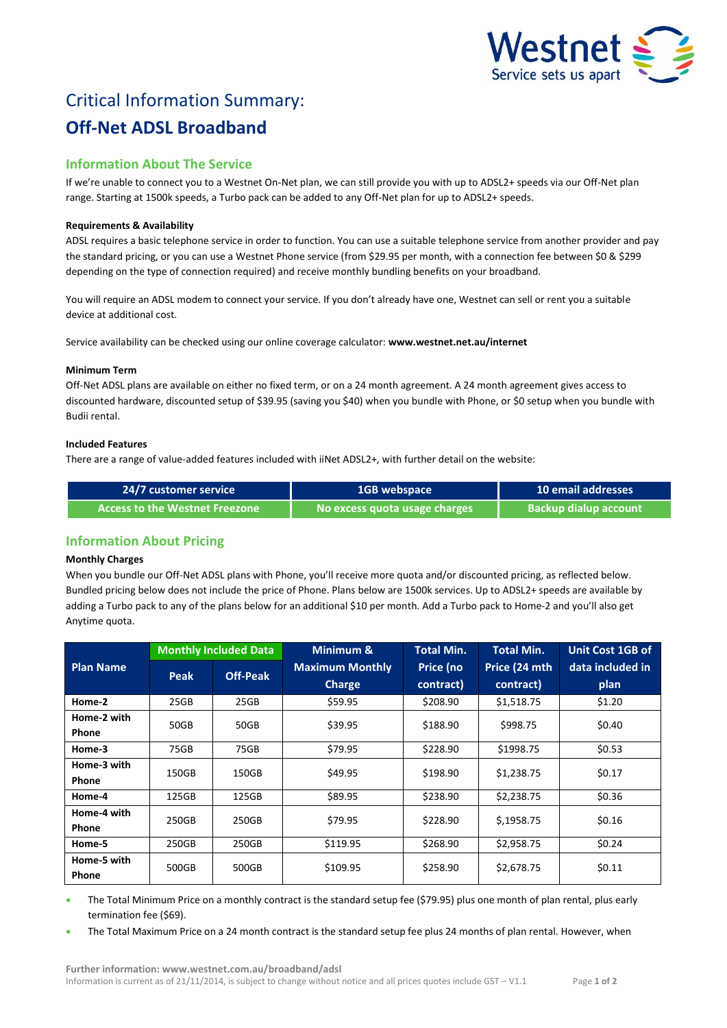# Critical Information Summary:

## Off-Net ADSL Broadband

### Information About The Service

If we're unable to connect you to a Westnet On-Net plan, we can still provide you with up to ADSL2+ speeds via our Off-Net plan range. Starting at 1500k speeds, a Turbo pack can be added to any Off-Net plan for up to ADSL2+ speeds.

**Requirements & Availability**

ADSL requires a basic telephone service in order to function. You can use a suitable telephone service from another provider and pay the standard pricing, or you can use a Westnet Phone service (from $29.95 per month, with a connection fee between $0 & $299 depending on the type of connection required) and receive monthly bundling benefits on your broadband.

You will require an ADSL modem to connect your service. If you don't already have one, Westnet can sell or rent you a suitable device at additional cost.

Service availability can be checked using our online coverage calculator: **www.westnet.net.au/internet**

**Minimum Term**

Off-Net ADSL plans are available on either no fixed term, or on a 24 month agreement. A 24 month agreement gives access to discounted hardware, discounted setup of $39.95 (saving you $40) when you bundle with Phone, or $0 setup when you bundle with Budii rental.

**Included Features**

There are a range of value-added features included with iiNet ADSL2+, with further detail on the website:

| 24/7 customer service | 1GB webspace | 10 email addresses |
|---|---|---|
| Access to the Westnet Freezone | No excess quota usage charges | Backup dialup account |

### Information About Pricing

**Monthly Charges**

When you bundle our Off-Net ADSL plans with Phone, you'll receive more quota and/or discounted pricing, as reflected below. Bundled pricing below does not include the price of Phone. Plans below are 1500k services. Up to ADSL2+ speeds are available by adding a Turbo pack to any of the plans below for an additional $10 per month. Add a Turbo pack to Home-2 and you'll also get Anytime quota.

| Plan Name | Monthly Included Data | | Minimum & Maximum Monthly Charge | Total Min. Price (no contract) | Total Min. Price (24 mth contract) | Unit Cost 1GB of data included in plan |
|---|---|---|---|---|---|---|
| | Peak | Off-Peak | | | | |
| **Home-2** | 25GB | 25GB | $59.95 | $208.90 | $1,518.75 | $1.20 |
| **Home-2 with Phone** | 50GB | 50GB | $39.95 | $188.90 | $998.75 | $0.40 |
| **Home-3** | 75GB | 75GB | $79.95 | $228.90 | $1998.75 | $0.53 |
| **Home-3 with Phone** | 150GB | 150GB | $49.95 | $198.90 | $1,238.75 | $0.17 |
| **Home-4** | 125GB | 125GB | $89.95 | $238.90 | $2,238.75 | $0.36 |
| **Home-4 with Phone** | 250GB | 250GB | $79.95 | $228.90 | $,1958.75 | $0.16 |
| **Home-5** | 250GB | 250GB | $119.95 | $268.90 | $2,958.75 | $0.24 |
| **Home-5 with Phone** | 500GB | 500GB | $109.95 | $258.90 | $2,678.75 | $0.11 |

- The Total Minimum Price on a monthly contract is the standard setup fee ($79.95) plus one month of plan rental, plus early termination fee ($69).
- The Total Maximum Price on a 24 month contract is the standard setup fee plus 24 months of plan rental. However, when

**Further information: www.westnet.com.au/broadband/adsl**

Information is current as of 21/11/2014, is subject to change without notice and all prices quotes include GST – V1.1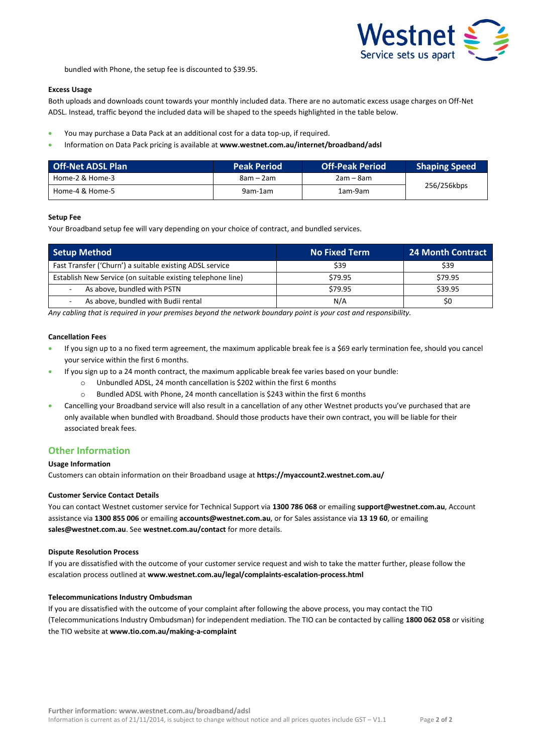bundled with Phone, the setup fee is discounted to $39.95.

**Excess Usage**

Both uploads and downloads count towards your monthly included data. There are no automatic excess usage charges on Off-Net ADSL. Instead, traffic beyond the included data will be shaped to the speeds highlighted in the table below.

- You may purchase a Data Pack at an additional cost for a data top-up, if required.
- Information on Data Pack pricing is available at **www.westnet.com.au/internet/broadband/adsl**

| Off-Net ADSL Plan | Peak Period | Off-Peak Period | Shaping Speed |
|---|---|---|---|
| Home-2 & Home-3 | 8am – 2am | 2am – 8am | 256/256kbps |
| Home-4 & Home-5 | 9am-1am | 1am-9am | |

**Setup Fee**

Your Broadband setup fee will vary depending on your choice of contract, and bundled services.

| Setup Method | No Fixed Term | 24 Month Contract |
|---|---|---|
| Fast Transfer ('Churn') a suitable existing ADSL service | $39 | $39 |
| Establish New Service (on suitable existing telephone line) | $79.95 | $79.95 |
| - As above, bundled with PSTN | $79.95 | $39.95 |
| - As above, bundled with Budii rental | N/A | $0 |

*Any cabling that is required in your premises beyond the network boundary point is your cost and responsibility.*

**Cancellation Fees**

- If you sign up to a no fixed term agreement, the maximum applicable break fee is a $69 early termination fee, should you cancel your service within the first 6 months.
- If you sign up to a 24 month contract, the maximum applicable break fee varies based on your bundle:
  - Unbundled ADSL, 24 month cancellation is $202 within the first 6 months
  - Bundled ADSL with Phone, 24 month cancellation is $243 within the first 6 months
- Cancelling your Broadband service will also result in a cancellation of any other Westnet products you've purchased that are only available when bundled with Broadband. Should those products have their own contract, you will be liable for their associated break fees.

## Other Information

**Usage Information**

Customers can obtain information on their Broadband usage at **https://myaccount2.westnet.com.au/**

**Customer Service Contact Details**

You can contact Westnet customer service for Technical Support via **1300 786 068** or emailing **support@westnet.com.au**, Account assistance via **1300 855 006** or emailing **accounts@westnet.com.au**, or for Sales assistance via **13 19 60**, or emailing **sales@westnet.com.au**. See **westnet.com.au/contact** for more details.

**Dispute Resolution Process**

If you are dissatisfied with the outcome of your customer service request and wish to take the matter further, please follow the escalation process outlined at **www.westnet.com.au/legal/complaints-escalation-process.html**

**Telecommunications Industry Ombudsman**

If you are dissatisfied with the outcome of your complaint after following the above process, you may contact the TIO (Telecommunications Industry Ombudsman) for independent mediation. The TIO can be contacted by calling **1800 062 058** or visiting the TIO website at **www.tio.com.au/making-a-complaint**

**Further information: www.westnet.com.au/broadband/adsl**
Information is current as of 21/11/2014, is subject to change without notice and all prices quotes include GST – V1.1